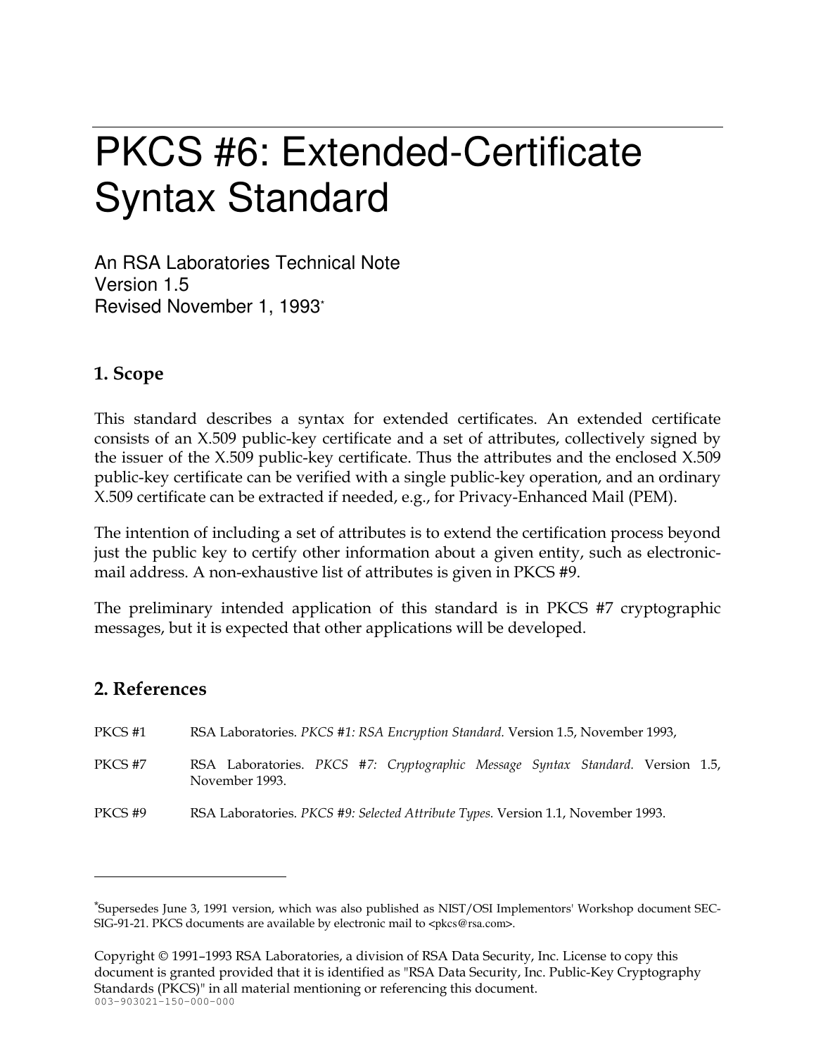# PKCS #6: Extended-Certificate Syntax Standard

An RSA Laboratories Technical Note
Version 1.5
Revised November 1, 1993*

## 1. Scope

This standard describes a syntax for extended certificates. An extended certificate consists of an X.509 public-key certificate and a set of attributes, collectively signed by the issuer of the X.509 public-key certificate. Thus the attributes and the enclosed X.509 public-key certificate can be verified with a single public-key operation, and an ordinary X.509 certificate can be extracted if needed, e.g., for Privacy-Enhanced Mail (PEM).

The intention of including a set of attributes is to extend the certification process beyond just the public key to certify other information about a given entity, such as electronic-mail address. A non-exhaustive list of attributes is given in PKCS #9.

The preliminary intended application of this standard is in PKCS #7 cryptographic messages, but it is expected that other applications will be developed.

## 2. References

PKCS #1 RSA Laboratories. *PKCS #1: RSA Encryption Standard.* Version 1.5, November 1993,

PKCS #7 RSA Laboratories. *PKCS #7: Cryptographic Message Syntax Standard.* Version 1.5, November 1993.

PKCS #9 RSA Laboratories. *PKCS #9: Selected Attribute Types.* Version 1.1, November 1993.

---

*Supersedes June 3, 1991 version, which was also published as NIST/OSI Implementors' Workshop document SEC-SIG-91-21. PKCS documents are available by electronic mail to <pkcs@rsa.com>.

Copyright © 1991–1993 RSA Laboratories, a division of RSA Data Security, Inc. License to copy this document is granted provided that it is identified as "RSA Data Security, Inc. Public-Key Cryptography Standards (PKCS)" in all material mentioning or referencing this document.
003-903021-150-000-000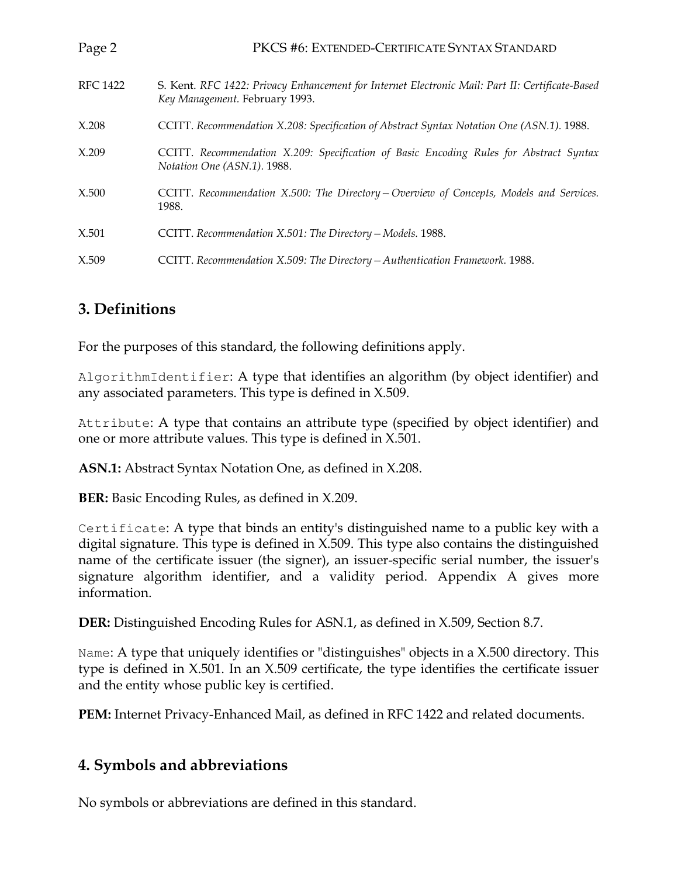RFC 1422 S. Kent. *RFC 1422: Privacy Enhancement for Internet Electronic Mail: Part II: Certificate-Based Key Management.* February 1993.

X.208 CCITT. *Recommendation X.208: Specification of Abstract Syntax Notation One (ASN.1).* 1988.

X.209 CCITT. *Recommendation X.209: Specification of Basic Encoding Rules for Abstract Syntax Notation One (ASN.1).* 1988.

X.500 CCITT. *Recommendation X.500: The Directory – Overview of Concepts, Models and Services.* 1988.

X.501 CCITT. *Recommendation X.501: The Directory – Models.* 1988.

X.509 CCITT. *Recommendation X.509: The Directory – Authentication Framework.* 1988.

## 3. Definitions

For the purposes of this standard, the following definitions apply.

`AlgorithmIdentifier`: A type that identifies an algorithm (by object identifier) and any associated parameters. This type is defined in X.509.

`Attribute`: A type that contains an attribute type (specified by object identifier) and one or more attribute values. This type is defined in X.501.

**ASN.1:** Abstract Syntax Notation One, as defined in X.208.

**BER:** Basic Encoding Rules, as defined in X.209.

`Certificate`: A type that binds an entity's distinguished name to a public key with a digital signature. This type is defined in X.509. This type also contains the distinguished name of the certificate issuer (the signer), an issuer-specific serial number, the issuer's signature algorithm identifier, and a validity period. Appendix A gives more information.

**DER:** Distinguished Encoding Rules for ASN.1, as defined in X.509, Section 8.7.

`Name`: A type that uniquely identifies or "distinguishes" objects in a X.500 directory. This type is defined in X.501. In an X.509 certificate, the type identifies the certificate issuer and the entity whose public key is certified.

**PEM:** Internet Privacy-Enhanced Mail, as defined in RFC 1422 and related documents.

## 4. Symbols and abbreviations

No symbols or abbreviations are defined in this standard.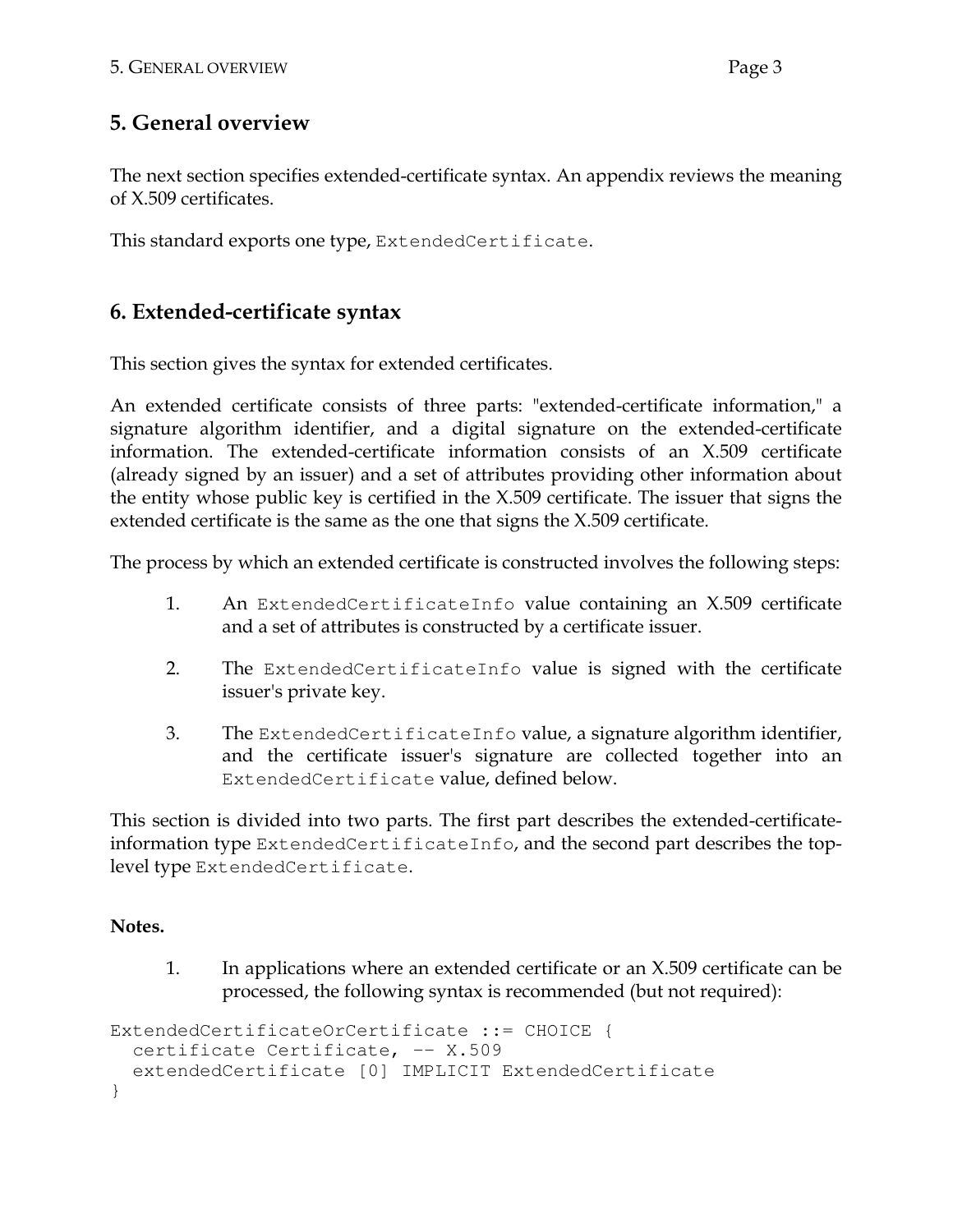## 5. General overview

The next section specifies extended-certificate syntax. An appendix reviews the meaning of X.509 certificates.

This standard exports one type, `ExtendedCertificate`.

## 6. Extended-certificate syntax

This section gives the syntax for extended certificates.

An extended certificate consists of three parts: "extended-certificate information," a signature algorithm identifier, and a digital signature on the extended-certificate information. The extended-certificate information consists of an X.509 certificate (already signed by an issuer) and a set of attributes providing other information about the entity whose public key is certified in the X.509 certificate. The issuer that signs the extended certificate is the same as the one that signs the X.509 certificate.

The process by which an extended certificate is constructed involves the following steps:

1. An `ExtendedCertificateInfo` value containing an X.509 certificate and a set of attributes is constructed by a certificate issuer.

2. The `ExtendedCertificateInfo` value is signed with the certificate issuer's private key.

3. The `ExtendedCertificateInfo` value, a signature algorithm identifier, and the certificate issuer's signature are collected together into an `ExtendedCertificate` value, defined below.

This section is divided into two parts. The first part describes the extended-certificate-information type `ExtendedCertificateInfo`, and the second part describes the top-level type `ExtendedCertificate`.

**Notes.**

1. In applications where an extended certificate or an X.509 certificate can be processed, the following syntax is recommended (but not required):

```
ExtendedCertificateOrCertificate ::= CHOICE {
  certificate Certificate, -- X.509
  extendedCertificate [0] IMPLICIT ExtendedCertificate
}
```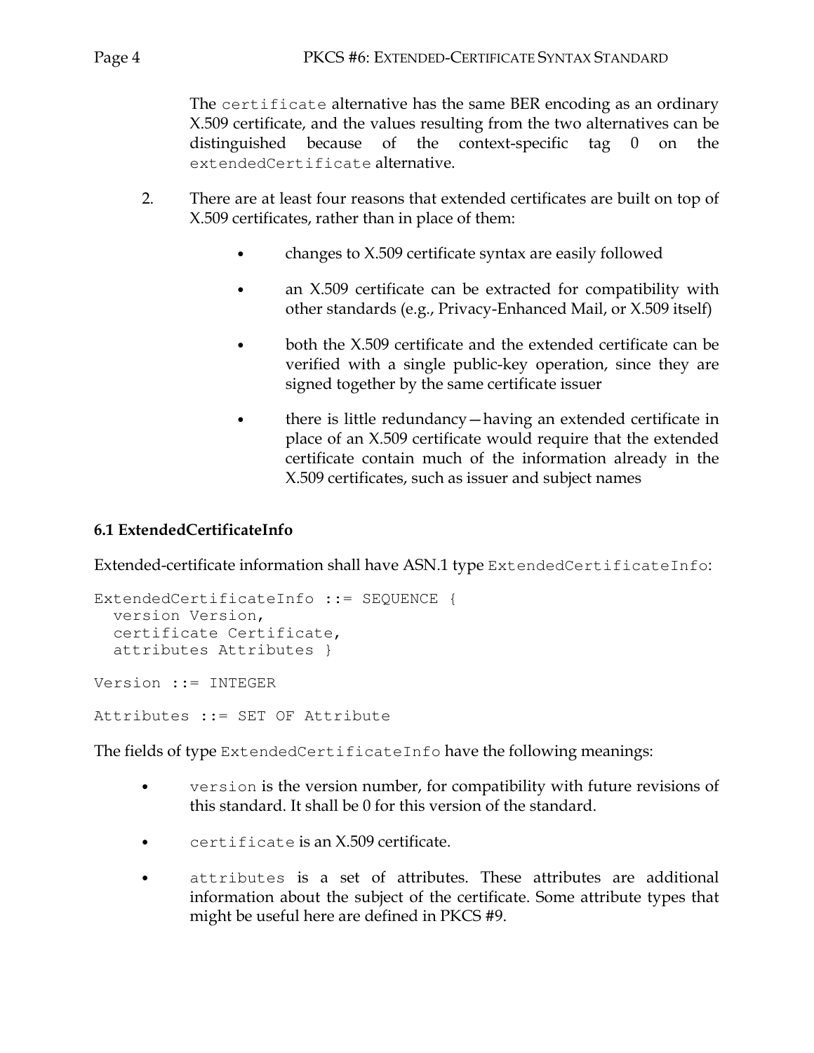The `certificate` alternative has the same BER encoding as an ordinary X.509 certificate, and the values resulting from the two alternatives can be distinguished because of the context-specific tag 0 on the `extendedCertificate` alternative.

2. There are at least four reasons that extended certificates are built on top of X.509 certificates, rather than in place of them:

   - changes to X.509 certificate syntax are easily followed
   - an X.509 certificate can be extracted for compatibility with other standards (e.g., Privacy-Enhanced Mail, or X.509 itself)
   - both the X.509 certificate and the extended certificate can be verified with a single public-key operation, since they are signed together by the same certificate issuer
   - there is little redundancy—having an extended certificate in place of an X.509 certificate would require that the extended certificate contain much of the information already in the X.509 certificates, such as issuer and subject names

### 6.1 ExtendedCertificateInfo

Extended-certificate information shall have ASN.1 type `ExtendedCertificateInfo`:

```
ExtendedCertificateInfo ::= SEQUENCE {
  version Version,
  certificate Certificate,
  attributes Attributes }

Version ::= INTEGER

Attributes ::= SET OF Attribute
```

The fields of type `ExtendedCertificateInfo` have the following meanings:

- `version` is the version number, for compatibility with future revisions of this standard. It shall be 0 for this version of the standard.
- `certificate` is an X.509 certificate.
- `attributes` is a set of attributes. These attributes are additional information about the subject of the certificate. Some attribute types that might be useful here are defined in PKCS #9.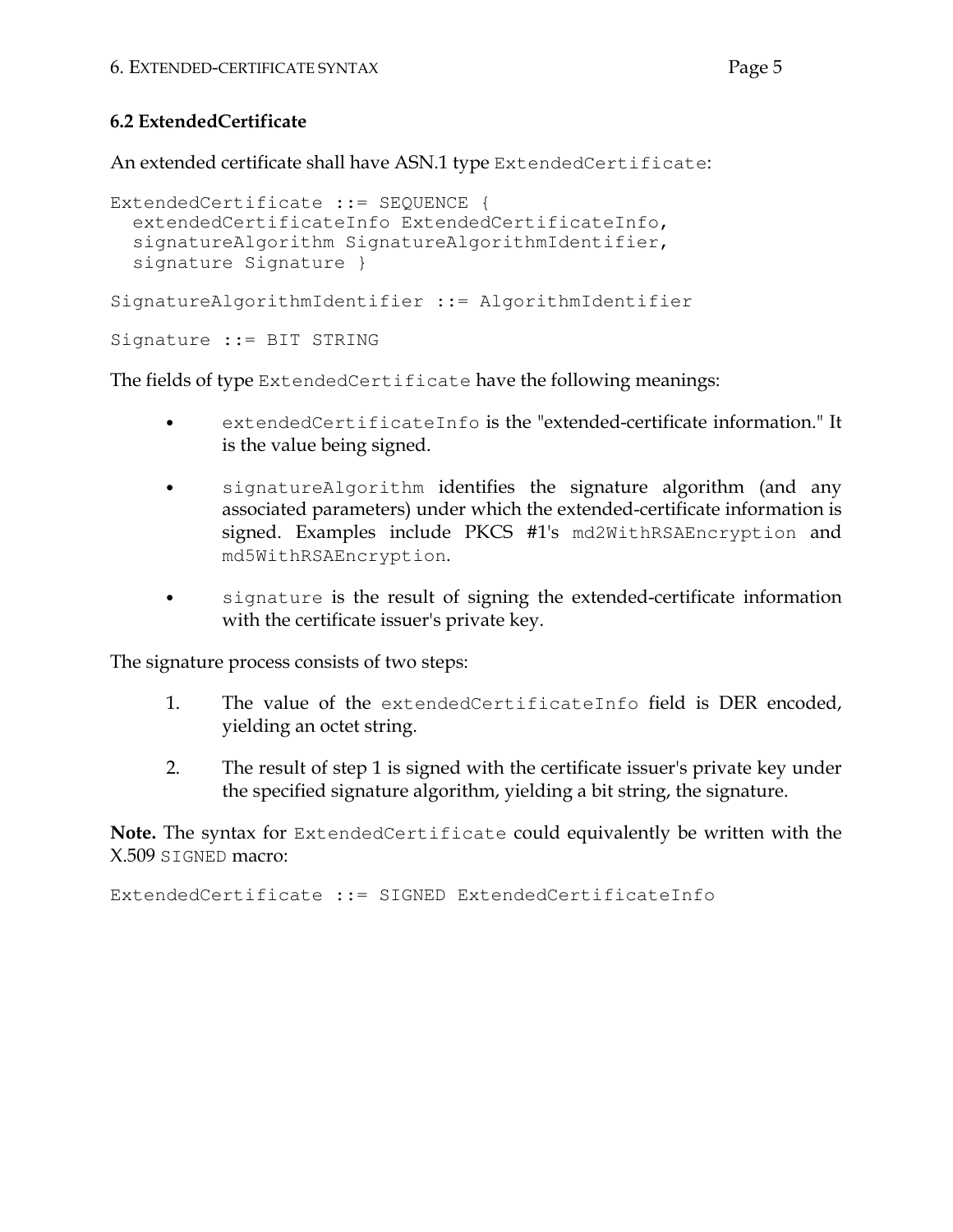## 6.2 ExtendedCertificate

An extended certificate shall have ASN.1 type `ExtendedCertificate`:

```
ExtendedCertificate ::= SEQUENCE {
  extendedCertificateInfo ExtendedCertificateInfo,
  signatureAlgorithm SignatureAlgorithmIdentifier,
  signature Signature }

SignatureAlgorithmIdentifier ::= AlgorithmIdentifier

Signature ::= BIT STRING
```

The fields of type `ExtendedCertificate` have the following meanings:

- `extendedCertificateInfo` is the "extended-certificate information." It is the value being signed.
- `signatureAlgorithm` identifies the signature algorithm (and any associated parameters) under which the extended-certificate information is signed. Examples include PKCS #1's `md2WithRSAEncryption` and `md5WithRSAEncryption`.
- `signature` is the result of signing the extended-certificate information with the certificate issuer's private key.

The signature process consists of two steps:

1. The value of the `extendedCertificateInfo` field is DER encoded, yielding an octet string.
2. The result of step 1 is signed with the certificate issuer's private key under the specified signature algorithm, yielding a bit string, the signature.

**Note.** The syntax for `ExtendedCertificate` could equivalently be written with the X.509 `SIGNED` macro:

```
ExtendedCertificate ::= SIGNED ExtendedCertificateInfo
```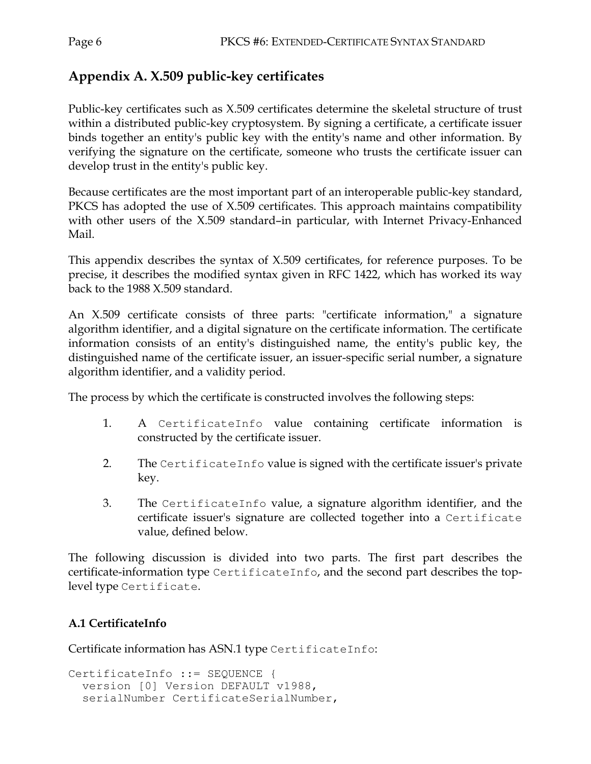## Appendix A. X.509 public-key certificates

Public-key certificates such as X.509 certificates determine the skeletal structure of trust within a distributed public-key cryptosystem. By signing a certificate, a certificate issuer binds together an entity's public key with the entity's name and other information. By verifying the signature on the certificate, someone who trusts the certificate issuer can develop trust in the entity's public key.

Because certificates are the most important part of an interoperable public-key standard, PKCS has adopted the use of X.509 certificates. This approach maintains compatibility with other users of the X.509 standard–in particular, with Internet Privacy-Enhanced Mail.

This appendix describes the syntax of X.509 certificates, for reference purposes. To be precise, it describes the modified syntax given in RFC 1422, which has worked its way back to the 1988 X.509 standard.

An X.509 certificate consists of three parts: "certificate information," a signature algorithm identifier, and a digital signature on the certificate information. The certificate information consists of an entity's distinguished name, the entity's public key, the distinguished name of the certificate issuer, an issuer-specific serial number, a signature algorithm identifier, and a validity period.

The process by which the certificate is constructed involves the following steps:

1. A `CertificateInfo` value containing certificate information is constructed by the certificate issuer.
2. The `CertificateInfo` value is signed with the certificate issuer's private key.
3. The `CertificateInfo` value, a signature algorithm identifier, and the certificate issuer's signature are collected together into a `Certificate` value, defined below.

The following discussion is divided into two parts. The first part describes the certificate-information type `CertificateInfo`, and the second part describes the top-level type `Certificate`.

### A.1 CertificateInfo

Certificate information has ASN.1 type `CertificateInfo`:

```
CertificateInfo ::= SEQUENCE {
  version [0] Version DEFAULT v1988,
  serialNumber CertificateSerialNumber,
```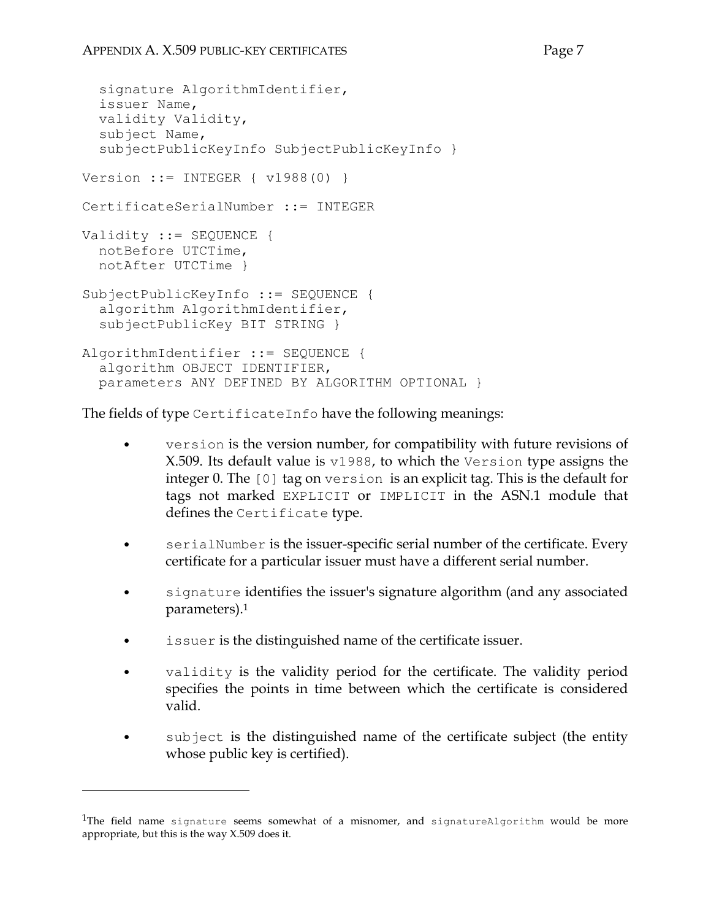```
  signature AlgorithmIdentifier,
  issuer Name,
  validity Validity,
  subject Name,
  subjectPublicKeyInfo SubjectPublicKeyInfo }

Version ::= INTEGER { v1988(0) }

CertificateSerialNumber ::= INTEGER

Validity ::= SEQUENCE {
  notBefore UTCTime,
  notAfter UTCTime }

SubjectPublicKeyInfo ::= SEQUENCE {
  algorithm AlgorithmIdentifier,
  subjectPublicKey BIT STRING }

AlgorithmIdentifier ::= SEQUENCE {
  algorithm OBJECT IDENTIFIER,
  parameters ANY DEFINED BY ALGORITHM OPTIONAL }
```

The fields of type `CertificateInfo` have the following meanings:

- `version` is the version number, for compatibility with future revisions of X.509. Its default value is `v1988`, to which the `Version` type assigns the integer 0. The `[0]` tag on `version` is an explicit tag. This is the default for tags not marked `EXPLICIT` or `IMPLICIT` in the ASN.1 module that defines the `Certificate` type.

- `serialNumber` is the issuer-specific serial number of the certificate. Every certificate for a particular issuer must have a different serial number.

- `signature` identifies the issuer's signature algorithm (and any associated parameters).[1]

- `issuer` is the distinguished name of the certificate issuer.

- `validity` is the validity period for the certificate. The validity period specifies the points in time between which the certificate is considered valid.

- `subject` is the distinguished name of the certificate subject (the entity whose public key is certified).

---

[1]The field name `signature` seems somewhat of a misnomer, and `signatureAlgorithm` would be more appropriate, but this is the way X.509 does it.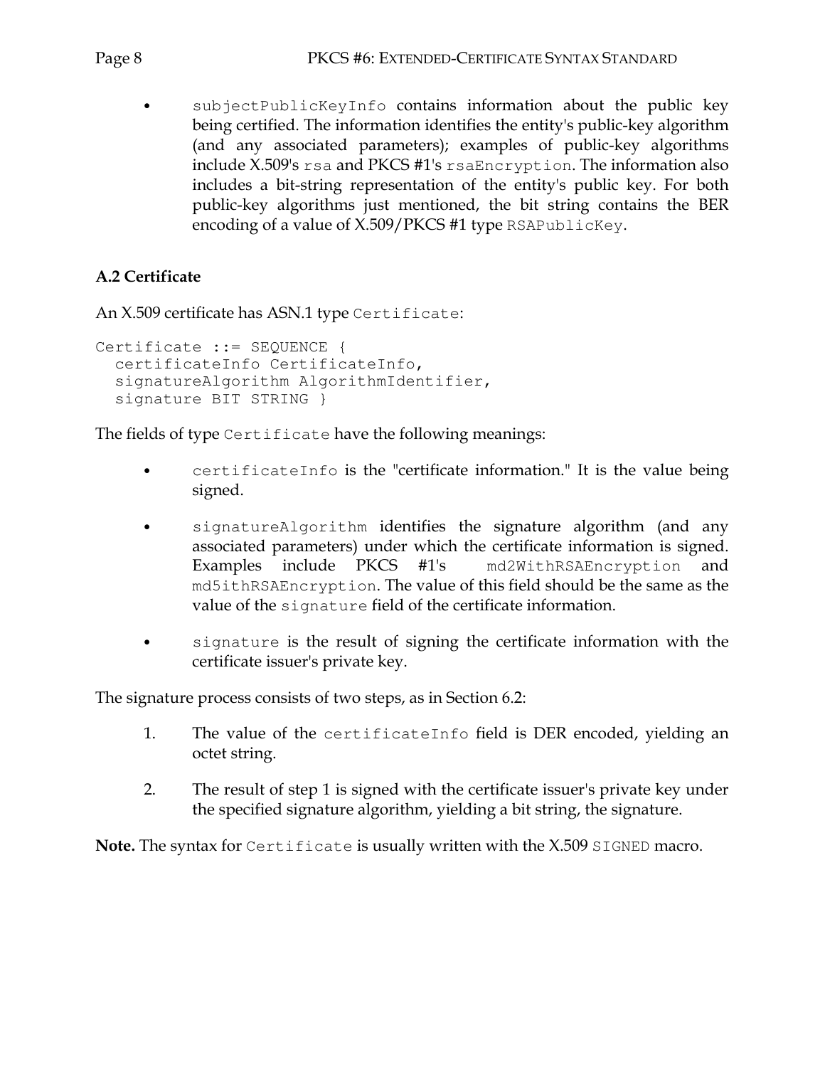- `subjectPublicKeyInfo` contains information about the public key being certified. The information identifies the entity's public-key algorithm (and any associated parameters); examples of public-key algorithms include X.509's `rsa` and PKCS #1's `rsaEncryption`. The information also includes a bit-string representation of the entity's public key. For both public-key algorithms just mentioned, the bit string contains the BER encoding of a value of X.509/PKCS #1 type `RSAPublicKey`.

### A.2 Certificate

An X.509 certificate has ASN.1 type `Certificate`:

```
Certificate ::= SEQUENCE {
  certificateInfo CertificateInfo,
  signatureAlgorithm AlgorithmIdentifier,
  signature BIT STRING }
```

The fields of type `Certificate` have the following meanings:

- `certificateInfo` is the "certificate information." It is the value being signed.
- `signatureAlgorithm` identifies the signature algorithm (and any associated parameters) under which the certificate information is signed. Examples include PKCS #1's `md2WithRSAEncryption` and `md5ithRSAEncryption`. The value of this field should be the same as the value of the `signature` field of the certificate information.
- `signature` is the result of signing the certificate information with the certificate issuer's private key.

The signature process consists of two steps, as in Section 6.2:

1. The value of the `certificateInfo` field is DER encoded, yielding an octet string.
2. The result of step 1 is signed with the certificate issuer's private key under the specified signature algorithm, yielding a bit string, the signature.

**Note.** The syntax for `Certificate` is usually written with the X.509 `SIGNED` macro.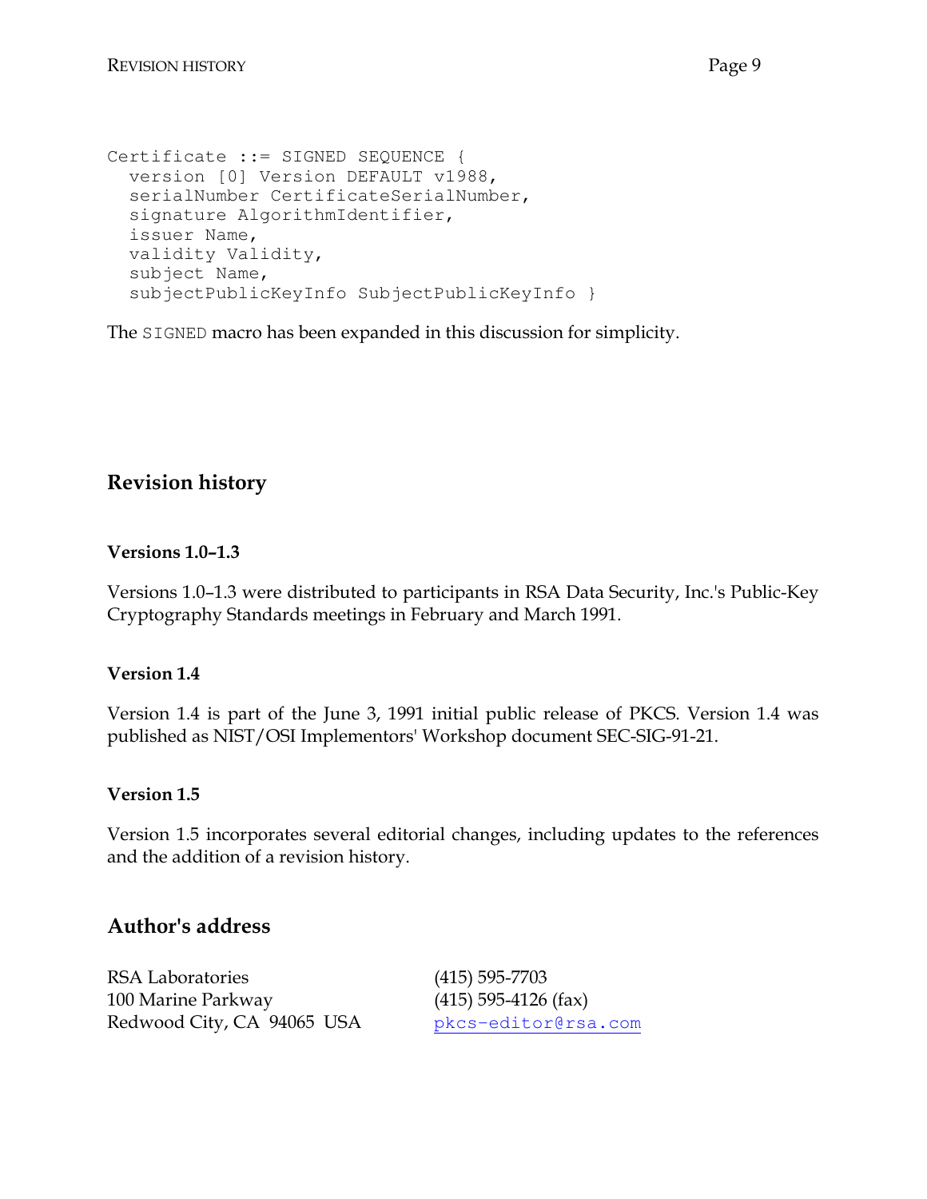```
Certificate ::= SIGNED SEQUENCE {
  version [0] Version DEFAULT v1988,
  serialNumber CertificateSerialNumber,
  signature AlgorithmIdentifier,
  issuer Name,
  validity Validity,
  subject Name,
  subjectPublicKeyInfo SubjectPublicKeyInfo }
```

The `SIGNED` macro has been expanded in this discussion for simplicity.

## Revision history

### Versions 1.0–1.3

Versions 1.0–1.3 were distributed to participants in RSA Data Security, Inc.'s Public-Key Cryptography Standards meetings in February and March 1991.

### Version 1.4

Version 1.4 is part of the June 3, 1991 initial public release of PKCS. Version 1.4 was published as NIST/OSI Implementors' Workshop document SEC-SIG-91-21.

### Version 1.5

Version 1.5 incorporates several editorial changes, including updates to the references and the addition of a revision history.

## Author's address

RSA Laboratories
100 Marine Parkway
Redwood City, CA 94065 USA

(415) 595-7703
(415) 595-4126 (fax)
pkcs-editor@rsa.com